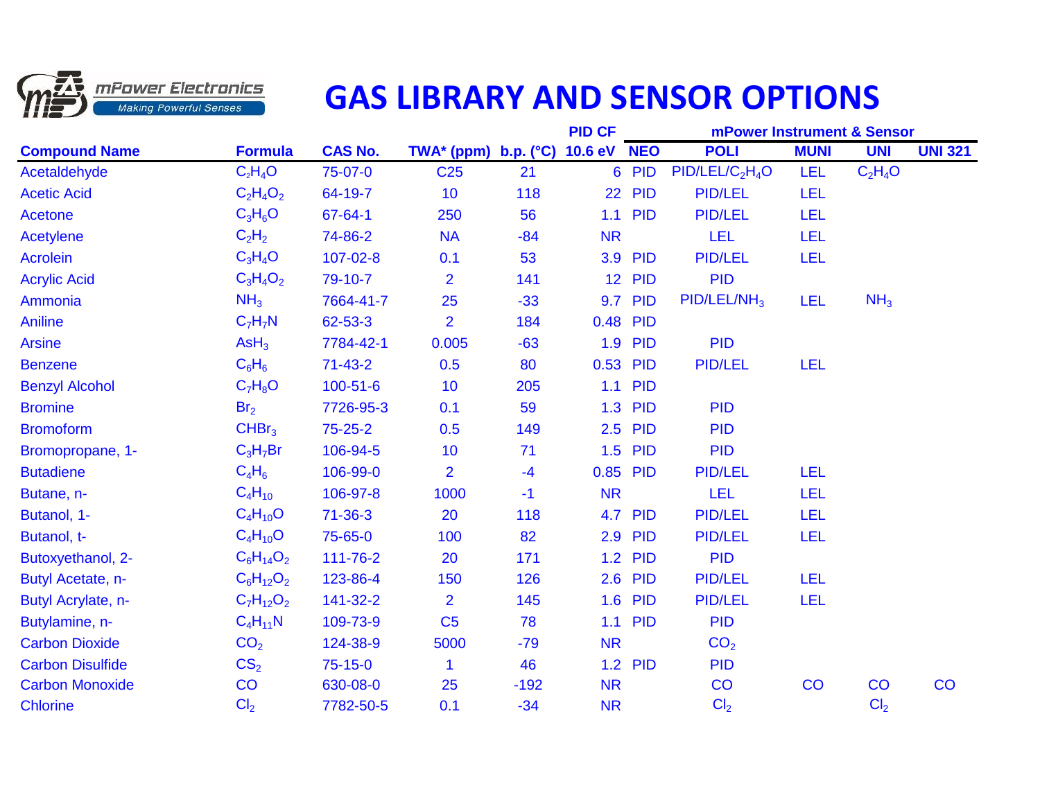# GAS LIBRARY AND SENSOR OPTIONS

mPower Electronics — Making Powerful Senses

| | | | | | PID CF | mPower Instrument & Sensor | | | | |
|---|---|---|---|---|---|---|---|---|---|---|
| **Compound Name** | **Formula** | **CAS No.** | **TWA* (ppm)** | **b.p. (°C)** | **10.6 eV** | **NEO** | **POLI** | **MUNI** | **UNI** | **UNI 321** |
| Acetaldehyde | $C_2H_4O$ | 75-07-0 | C25 | 21 | 6 | PID | PID/LEL/$C_2H_4O$ | LEL | $C_2H_4O$ | |
| Acetic Acid | $C_2H_4O_2$ | 64-19-7 | 10 | 118 | 22 | PID | PID/LEL | LEL | | |
| Acetone | $C_3H_6O$ | 67-64-1 | 250 | 56 | 1.1 | PID | PID/LEL | LEL | | |
| Acetylene | $C_2H_2$ | 74-86-2 | NA | -84 | NR | | LEL | LEL | | |
| Acrolein | $C_3H_4O$ | 107-02-8 | 0.1 | 53 | 3.9 | PID | PID/LEL | LEL | | |
| Acrylic Acid | $C_3H_4O_2$ | 79-10-7 | 2 | 141 | 12 | PID | PID | | | |
| Ammonia | $NH_3$ | 7664-41-7 | 25 | -33 | 9.7 | PID | PID/LEL/$NH_3$ | LEL | $NH_3$ | |
| Aniline | $C_7H_7N$ | 62-53-3 | 2 | 184 | 0.48 | PID | | | | |
| Arsine | $AsH_3$ | 7784-42-1 | 0.005 | -63 | 1.9 | PID | PID | | | |
| Benzene | $C_6H_6$ | 71-43-2 | 0.5 | 80 | 0.53 | PID | PID/LEL | LEL | | |
| Benzyl Alcohol | $C_7H_8O$ | 100-51-6 | 10 | 205 | 1.1 | PID | | | | |
| Bromine | $Br_2$ | 7726-95-3 | 0.1 | 59 | 1.3 | PID | PID | | | |
| Bromoform | $CHBr_3$ | 75-25-2 | 0.5 | 149 | 2.5 | PID | PID | | | |
| Bromopropane, 1- | $C_3H_7Br$ | 106-94-5 | 10 | 71 | 1.5 | PID | PID | | | |
| Butadiene | $C_4H_6$ | 106-99-0 | 2 | -4 | 0.85 | PID | PID/LEL | LEL | | |
| Butane, n- | $C_4H_{10}$ | 106-97-8 | 1000 | -1 | NR | | LEL | LEL | | |
| Butanol, 1- | $C_4H_{10}O$ | 71-36-3 | 20 | 118 | 4.7 | PID | PID/LEL | LEL | | |
| Butanol, t- | $C_4H_{10}O$ | 75-65-0 | 100 | 82 | 2.9 | PID | PID/LEL | LEL | | |
| Butoxyethanol, 2- | $C_6H_{14}O_2$ | 111-76-2 | 20 | 171 | 1.2 | PID | PID | | | |
| Butyl Acetate, n- | $C_6H_{12}O_2$ | 123-86-4 | 150 | 126 | 2.6 | PID | PID/LEL | LEL | | |
| Butyl Acrylate, n- | $C_7H_{12}O_2$ | 141-32-2 | 2 | 145 | 1.6 | PID | PID/LEL | LEL | | |
| Butylamine, n- | $C_4H_{11}N$ | 109-73-9 | C5 | 78 | 1.1 | PID | PID | | | |
| Carbon Dioxide | $CO_2$ | 124-38-9 | 5000 | -79 | NR | | $CO_2$ | | | |
| Carbon Disulfide | $CS_2$ | 75-15-0 | 1 | 46 | 1.2 | PID | PID | | | |
| Carbon Monoxide | CO | 630-08-0 | 25 | -192 | NR | | CO | CO | CO | CO |
| Chlorine | $Cl_2$ | 7782-50-5 | 0.1 | -34 | NR | | $Cl_2$ | | $Cl_2$ | |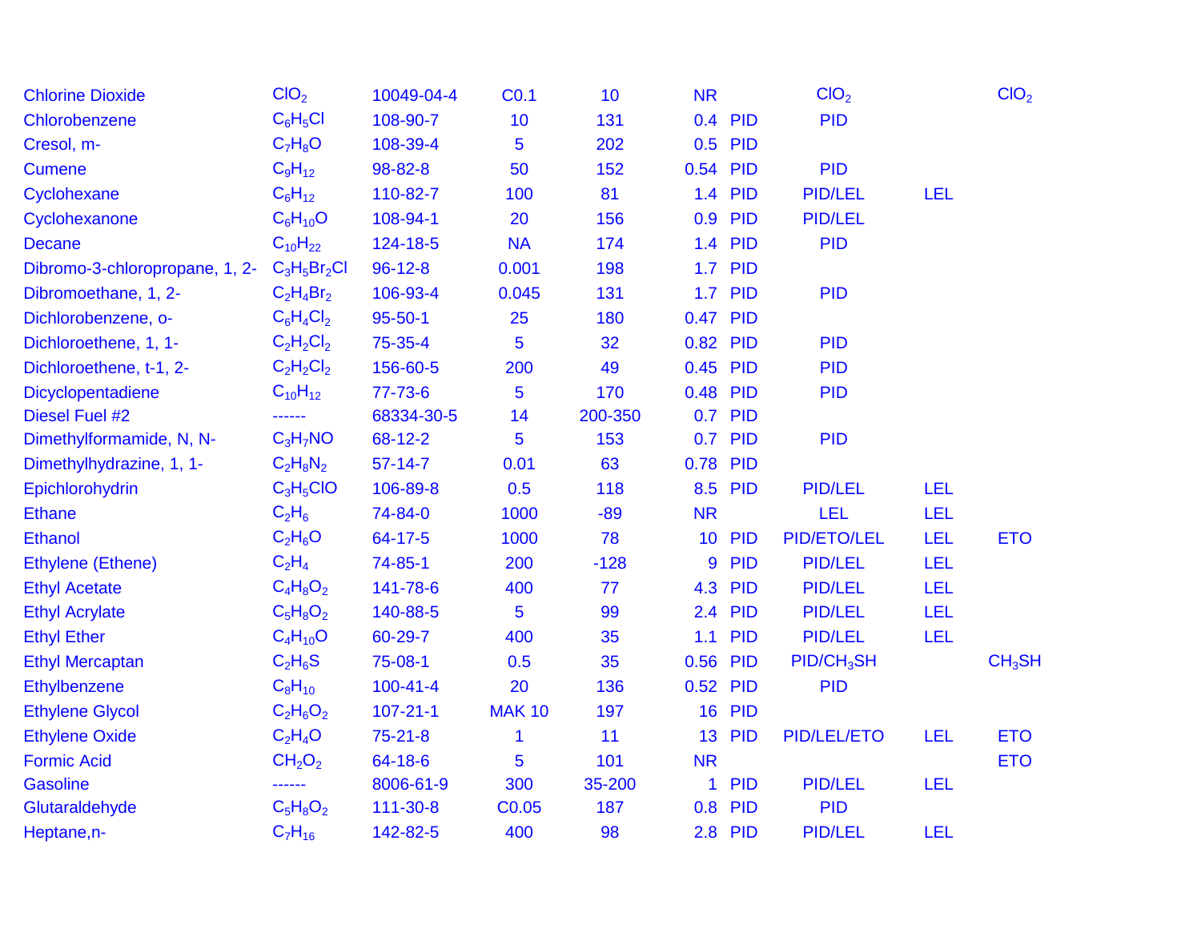| | | | | | | | | | |
|---|---|---|---|---|---|---|---|---|---|
| Chlorine Dioxide | $ClO_2$ | 10049-04-4 | C0.1 | 10 | NR | | $ClO_2$ | | $ClO_2$ |
| Chlorobenzene | $C_6H_5Cl$ | 108-90-7 | 10 | 131 | 0.4 | PID | PID | | |
| Cresol, m- | $C_7H_8O$ | 108-39-4 | 5 | 202 | 0.5 | PID | | | |
| Cumene | $C_9H_{12}$ | 98-82-8 | 50 | 152 | 0.54 | PID | PID | | |
| Cyclohexane | $C_6H_{12}$ | 110-82-7 | 100 | 81 | 1.4 | PID | PID/LEL | LEL | |
| Cyclohexanone | $C_6H_{10}O$ | 108-94-1 | 20 | 156 | 0.9 | PID | PID/LEL | | |
| Decane | $C_{10}H_{22}$ | 124-18-5 | NA | 174 | 1.4 | PID | PID | | |
| Dibromo-3-chloropropane, 1, 2- | $C_3H_5Br_2Cl$ | 96-12-8 | 0.001 | 198 | 1.7 | PID | | | |
| Dibromoethane, 1, 2- | $C_2H_4Br_2$ | 106-93-4 | 0.045 | 131 | 1.7 | PID | PID | | |
| Dichlorobenzene, o- | $C_6H_4Cl_2$ | 95-50-1 | 25 | 180 | 0.47 | PID | | | |
| Dichloroethene, 1, 1- | $C_2H_2Cl_2$ | 75-35-4 | 5 | 32 | 0.82 | PID | PID | | |
| Dichloroethene, t-1, 2- | $C_2H_2Cl_2$ | 156-60-5 | 200 | 49 | 0.45 | PID | PID | | |
| Dicyclopentadiene | $C_{10}H_{12}$ | 77-73-6 | 5 | 170 | 0.48 | PID | PID | | |
| Diesel Fuel #2 | ------ | 68334-30-5 | 14 | 200-350 | 0.7 | PID | | | |
| Dimethylformamide, N, N- | $C_3H_7NO$ | 68-12-2 | 5 | 153 | 0.7 | PID | PID | | |
| Dimethylhydrazine, 1, 1- | $C_2H_8N_2$ | 57-14-7 | 0.01 | 63 | 0.78 | PID | | | |
| Epichlorohydrin | $C_3H_5ClO$ | 106-89-8 | 0.5 | 118 | 8.5 | PID | PID/LEL | LEL | |
| Ethane | $C_2H_6$ | 74-84-0 | 1000 | -89 | NR | | LEL | LEL | |
| Ethanol | $C_2H_6O$ | 64-17-5 | 1000 | 78 | 10 | PID | PID/ETO/LEL | LEL | ETO |
| Ethylene (Ethene) | $C_2H_4$ | 74-85-1 | 200 | -128 | 9 | PID | PID/LEL | LEL | |
| Ethyl Acetate | $C_4H_8O_2$ | 141-78-6 | 400 | 77 | 4.3 | PID | PID/LEL | LEL | |
| Ethyl Acrylate | $C_5H_8O_2$ | 140-88-5 | 5 | 99 | 2.4 | PID | PID/LEL | LEL | |
| Ethyl Ether | $C_4H_{10}O$ | 60-29-7 | 400 | 35 | 1.1 | PID | PID/LEL | LEL | |
| Ethyl Mercaptan | $C_2H_6S$ | 75-08-1 | 0.5 | 35 | 0.56 | PID | PID/$CH_3SH$ | | $CH_3SH$ |
| Ethylbenzene | $C_8H_{10}$ | 100-41-4 | 20 | 136 | 0.52 | PID | PID | | |
| Ethylene Glycol | $C_2H_6O_2$ | 107-21-1 | MAK 10 | 197 | 16 | PID | | | |
| Ethylene Oxide | $C_2H_4O$ | 75-21-8 | 1 | 11 | 13 | PID | PID/LEL/ETO | LEL | ETO |
| Formic Acid | $CH_2O_2$ | 64-18-6 | 5 | 101 | NR | | | | ETO |
| Gasoline | ------ | 8006-61-9 | 300 | 35-200 | 1 | PID | PID/LEL | LEL | |
| Glutaraldehyde | $C_5H_8O_2$ | 111-30-8 | C0.05 | 187 | 0.8 | PID | PID | | |
| Heptane,n- | $C_7H_{16}$ | 142-82-5 | 400 | 98 | 2.8 | PID | PID/LEL | LEL | |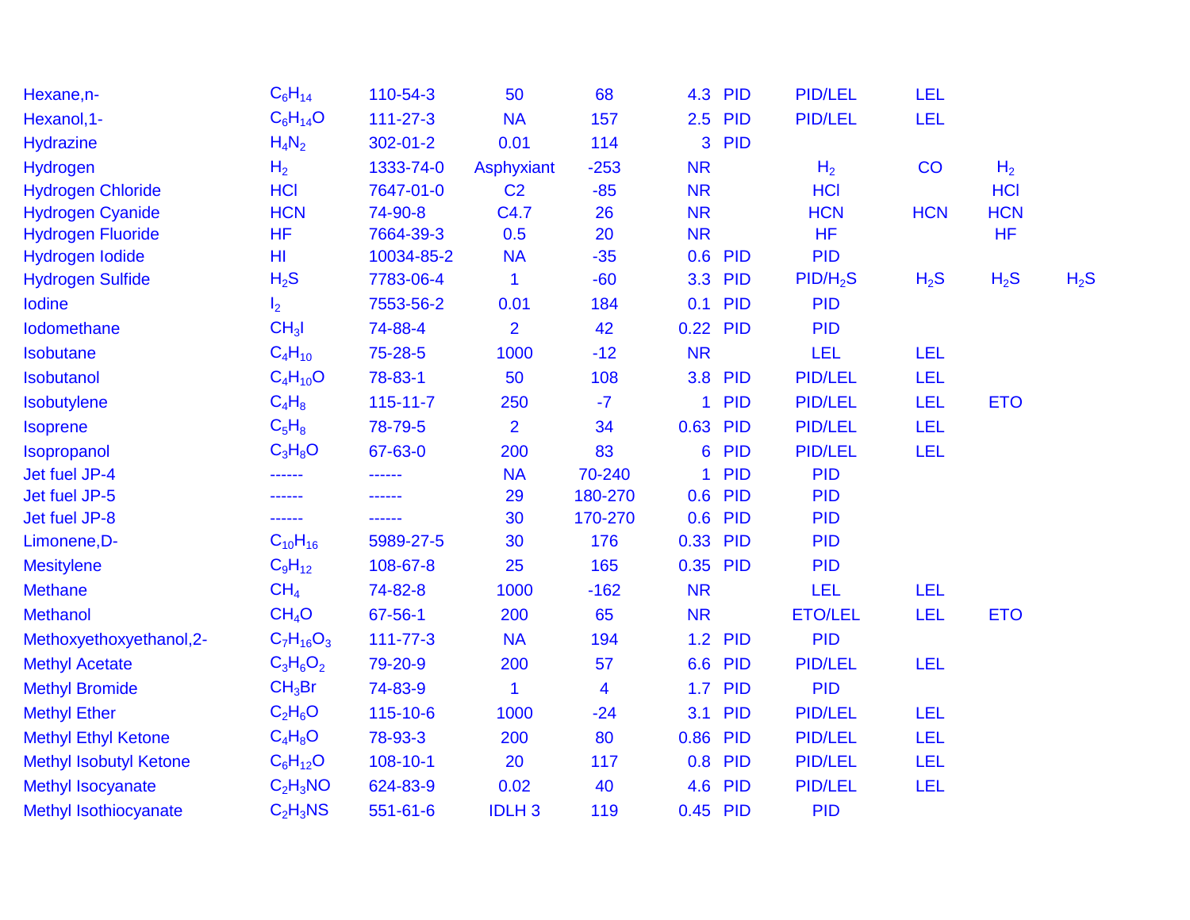| | | | | | | | | | | |
|---|---|---|---|---|---|---|---|---|---|---|
| Hexane,n- | $C_6H_{14}$ | 110-54-3 | 50 | 68 | 4.3 | PID | PID/LEL | LEL | | |
| Hexanol,1- | $C_6H_{14}O$ | 111-27-3 | NA | 157 | 2.5 | PID | PID/LEL | LEL | | |
| Hydrazine | $H_4N_2$ | 302-01-2 | 0.01 | 114 | 3 | PID | | | | |
| Hydrogen | $H_2$ | 1333-74-0 | Asphyxiant | -253 | NR | | $H_2$ | CO | $H_2$ | |
| Hydrogen Chloride | HCl | 7647-01-0 | C2 | -85 | NR | | HCl | | HCl | |
| Hydrogen Cyanide | HCN | 74-90-8 | C4.7 | 26 | NR | | HCN | HCN | HCN | |
| Hydrogen Fluoride | HF | 7664-39-3 | 0.5 | 20 | NR | | HF | | HF | |
| Hydrogen Iodide | HI | 10034-85-2 | NA | -35 | 0.6 | PID | PID | | | |
| Hydrogen Sulfide | $H_2S$ | 7783-06-4 | 1 | -60 | 3.3 | PID | PID/$H_2S$ | $H_2S$ | $H_2S$ | $H_2S$ |
| Iodine | $I_2$ | 7553-56-2 | 0.01 | 184 | 0.1 | PID | PID | | | |
| Iodomethane | $CH_3I$ | 74-88-4 | 2 | 42 | 0.22 | PID | PID | | | |
| Isobutane | $C_4H_{10}$ | 75-28-5 | 1000 | -12 | NR | | LEL | LEL | | |
| Isobutanol | $C_4H_{10}O$ | 78-83-1 | 50 | 108 | 3.8 | PID | PID/LEL | LEL | | |
| Isobutylene | $C_4H_8$ | 115-11-7 | 250 | -7 | 1 | PID | PID/LEL | LEL | ETO | |
| Isoprene | $C_5H_8$ | 78-79-5 | 2 | 34 | 0.63 | PID | PID/LEL | LEL | | |
| Isopropanol | $C_3H_8O$ | 67-63-0 | 200 | 83 | 6 | PID | PID/LEL | LEL | | |
| Jet fuel JP-4 | ------ | ------ | NA | 70-240 | 1 | PID | PID | | | |
| Jet fuel JP-5 | ------ | ------ | 29 | 180-270 | 0.6 | PID | PID | | | |
| Jet fuel JP-8 | ------ | ------ | 30 | 170-270 | 0.6 | PID | PID | | | |
| Limonene,D- | $C_{10}H_{16}$ | 5989-27-5 | 30 | 176 | 0.33 | PID | PID | | | |
| Mesitylene | $C_9H_{12}$ | 108-67-8 | 25 | 165 | 0.35 | PID | PID | | | |
| Methane | $CH_4$ | 74-82-8 | 1000 | -162 | NR | | LEL | LEL | | |
| Methanol | $CH_4O$ | 67-56-1 | 200 | 65 | NR | | ETO/LEL | LEL | ETO | |
| Methoxyethoxyethanol,2- | $C_7H_{16}O_3$ | 111-77-3 | NA | 194 | 1.2 | PID | PID | | | |
| Methyl Acetate | $C_3H_6O_2$ | 79-20-9 | 200 | 57 | 6.6 | PID | PID/LEL | LEL | | |
| Methyl Bromide | $CH_3Br$ | 74-83-9 | 1 | 4 | 1.7 | PID | PID | | | |
| Methyl Ether | $C_2H_6O$ | 115-10-6 | 1000 | -24 | 3.1 | PID | PID/LEL | LEL | | |
| Methyl Ethyl Ketone | $C_4H_8O$ | 78-93-3 | 200 | 80 | 0.86 | PID | PID/LEL | LEL | | |
| Methyl Isobutyl Ketone | $C_6H_{12}O$ | 108-10-1 | 20 | 117 | 0.8 | PID | PID/LEL | LEL | | |
| Methyl Isocyanate | $C_2H_3NO$ | 624-83-9 | 0.02 | 40 | 4.6 | PID | PID/LEL | LEL | | |
| Methyl Isothiocyanate | $C_2H_3NS$ | 551-61-6 | IDLH 3 | 119 | 0.45 | PID | PID | | | |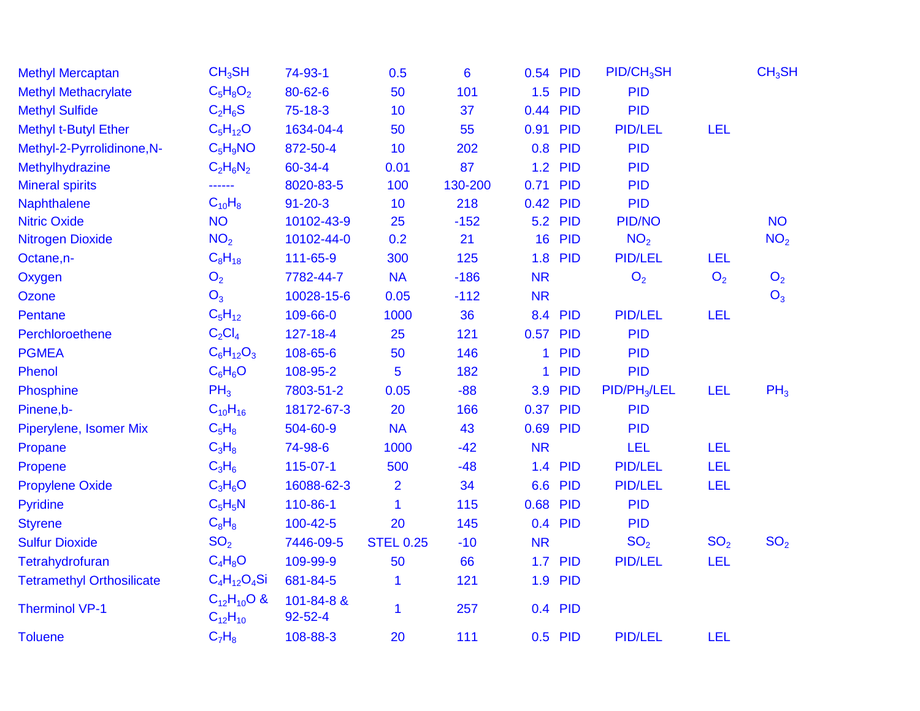| | | | | | | | | | |
|---|---|---|---|---|---|---|---|---|---|
| Methyl Mercaptan | $CH_3SH$ | 74-93-1 | 0.5 | 6 | 0.54 | PID | PID/$CH_3SH$ | | $CH_3SH$ |
| Methyl Methacrylate | $C_5H_8O_2$ | 80-62-6 | 50 | 101 | 1.5 | PID | PID | | |
| Methyl Sulfide | $C_2H_6S$ | 75-18-3 | 10 | 37 | 0.44 | PID | PID | | |
| Methyl t-Butyl Ether | $C_5H_{12}O$ | 1634-04-4 | 50 | 55 | 0.91 | PID | PID/LEL | LEL | |
| Methyl-2-Pyrrolidinone,N- | $C_5H_9NO$ | 872-50-4 | 10 | 202 | 0.8 | PID | PID | | |
| Methylhydrazine | $C_2H_6N_2$ | 60-34-4 | 0.01 | 87 | 1.2 | PID | PID | | |
| Mineral spirits | ------ | 8020-83-5 | 100 | 130-200 | 0.71 | PID | PID | | |
| Naphthalene | $C_{10}H_8$ | 91-20-3 | 10 | 218 | 0.42 | PID | PID | | |
| Nitric Oxide | NO | 10102-43-9 | 25 | -152 | 5.2 | PID | PID/NO | | NO |
| Nitrogen Dioxide | $NO_2$ | 10102-44-0 | 0.2 | 21 | 16 | PID | $NO_2$ | | $NO_2$ |
| Octane,n- | $C_8H_{18}$ | 111-65-9 | 300 | 125 | 1.8 | PID | PID/LEL | LEL | |
| Oxygen | $O_2$ | 7782-44-7 | NA | -186 | NR | | $O_2$ | $O_2$ | $O_2$ |
| Ozone | $O_3$ | 10028-15-6 | 0.05 | -112 | NR | | | | $O_3$ |
| Pentane | $C_5H_{12}$ | 109-66-0 | 1000 | 36 | 8.4 | PID | PID/LEL | LEL | |
| Perchloroethene | $C_2Cl_4$ | 127-18-4 | 25 | 121 | 0.57 | PID | PID | | |
| PGMEA | $C_6H_{12}O_3$ | 108-65-6 | 50 | 146 | 1 | PID | PID | | |
| Phenol | $C_6H_6O$ | 108-95-2 | 5 | 182 | 1 | PID | PID | | |
| Phosphine | $PH_3$ | 7803-51-2 | 0.05 | -88 | 3.9 | PID | PID/$PH_3$/LEL | LEL | $PH_3$ |
| Pinene,b- | $C_{10}H_{16}$ | 18172-67-3 | 20 | 166 | 0.37 | PID | PID | | |
| Piperylene, Isomer Mix | $C_5H_8$ | 504-60-9 | NA | 43 | 0.69 | PID | PID | | |
| Propane | $C_3H_8$ | 74-98-6 | 1000 | -42 | NR | | LEL | LEL | |
| Propene | $C_3H_6$ | 115-07-1 | 500 | -48 | 1.4 | PID | PID/LEL | LEL | |
| Propylene Oxide | $C_3H_6O$ | 16088-62-3 | 2 | 34 | 6.6 | PID | PID/LEL | LEL | |
| Pyridine | $C_5H_5N$ | 110-86-1 | 1 | 115 | 0.68 | PID | PID | | |
| Styrene | $C_8H_8$ | 100-42-5 | 20 | 145 | 0.4 | PID | PID | | |
| Sulfur Dioxide | $SO_2$ | 7446-09-5 | STEL 0.25 | -10 | NR | | $SO_2$ | $SO_2$ | $SO_2$ |
| Tetrahydrofuran | $C_4H_8O$ | 109-99-9 | 50 | 66 | 1.7 | PID | PID/LEL | LEL | |
| Tetramethyl Orthosilicate | $C_4H_{12}O_4Si$ | 681-84-5 | 1 | 121 | 1.9 | PID | | | |
| Therminol VP-1 | $C_{12}H_{10}O$ & $C_{12}H_{10}$ | 101-84-8 & 92-52-4 | 1 | 257 | 0.4 | PID | | | |
| Toluene | $C_7H_8$ | 108-88-3 | 20 | 111 | 0.5 | PID | PID/LEL | LEL | |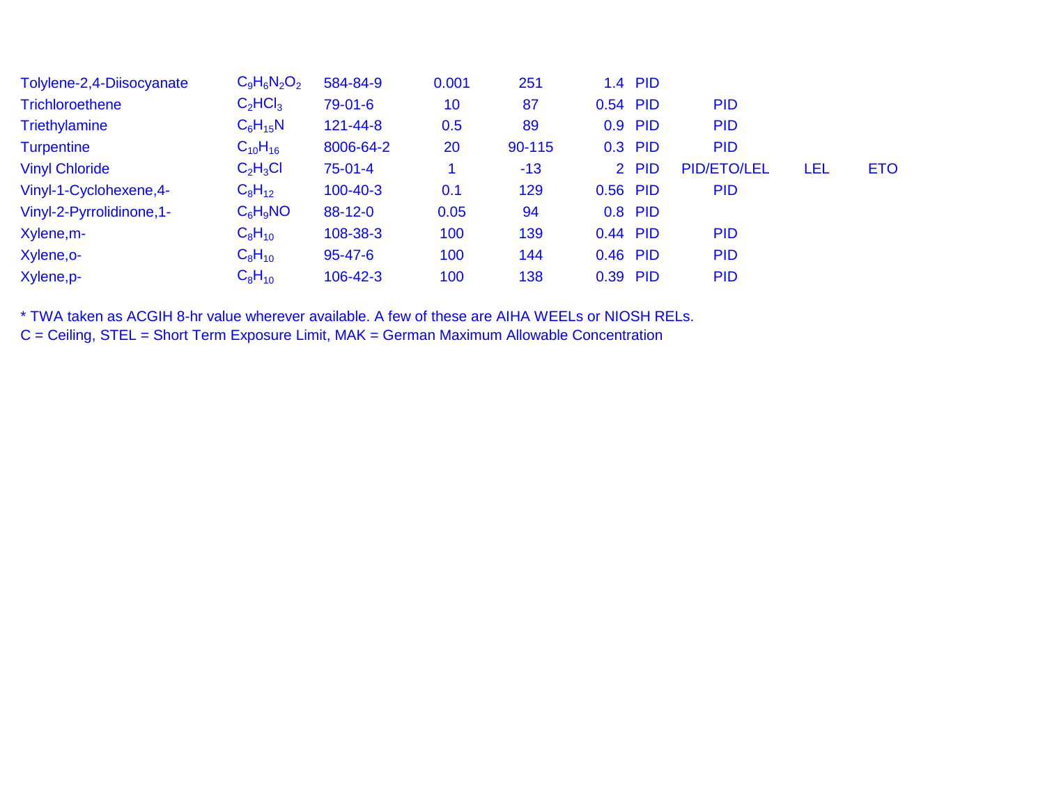| | | | | | | | | | |
|---|---|---|---|---|---|---|---|---|---|
| Tolylene-2,4-Diisocyanate | $C_9H_6N_2O_2$ | 584-84-9 | 0.001 | 251 | 1.4 | PID | | | |
| Trichloroethene | $C_2HCl_3$ | 79-01-6 | 10 | 87 | 0.54 | PID | PID | | |
| Triethylamine | $C_6H_{15}N$ | 121-44-8 | 0.5 | 89 | 0.9 | PID | PID | | |
| Turpentine | $C_{10}H_{16}$ | 8006-64-2 | 20 | 90-115 | 0.3 | PID | PID | | |
| Vinyl Chloride | $C_2H_3Cl$ | 75-01-4 | 1 | -13 | 2 | PID | PID/ETO/LEL | LEL | ETO |
| Vinyl-1-Cyclohexene,4- | $C_8H_{12}$ | 100-40-3 | 0.1 | 129 | 0.56 | PID | PID | | |
| Vinyl-2-Pyrrolidinone,1- | $C_6H_9NO$ | 88-12-0 | 0.05 | 94 | 0.8 | PID | | | |
| Xylene,m- | $C_8H_{10}$ | 108-38-3 | 100 | 139 | 0.44 | PID | PID | | |
| Xylene,o- | $C_8H_{10}$ | 95-47-6 | 100 | 144 | 0.46 | PID | PID | | |
| Xylene,p- | $C_8H_{10}$ | 106-42-3 | 100 | 138 | 0.39 | PID | PID | | |

* TWA taken as ACGIH 8-hr value wherever available. A few of these are AIHA WEELs or NIOSH RELs.

C = Ceiling, STEL = Short Term Exposure Limit, MAK = German Maximum Allowable Concentration